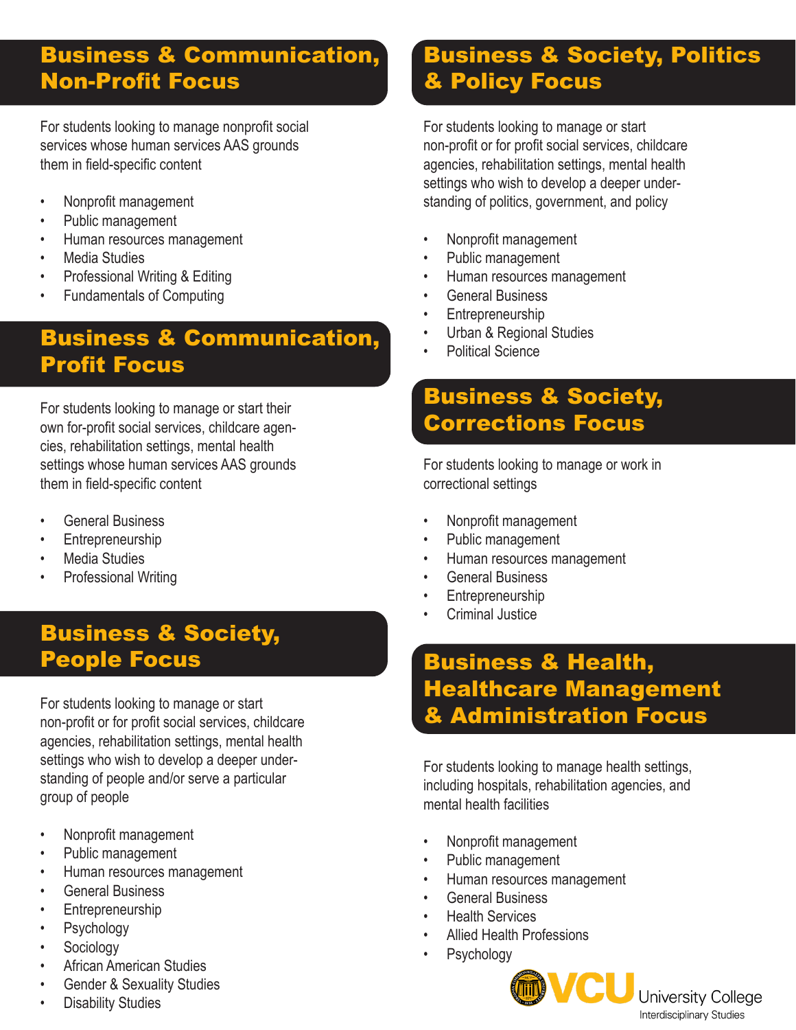## Business & Communication, Non-Profit Focus

For students looking to manage nonprofit social services whose human services AAS grounds them in field-specific content

- Nonprofit management
- Public management
- Human resources management
- Media Studies
- Professional Writing & Editing
- Fundamentals of Computing

## Business & Communication, Profit Focus

For students looking to manage or start their own for-profit social services, childcare agencies, rehabilitation settings, mental health settings whose human services AAS grounds them in field-specific content

- General Business
- Entrepreneurship
- Media Studies
- Professional Writing

## Business & Society, People Focus

For students looking to manage or start non-profit or for profit social services, childcare agencies, rehabilitation settings, mental health settings who wish to develop a deeper understanding of people and/or serve a particular group of people

- Nonprofit management
- Public management
- Human resources management
- General Business
- Entrepreneurship
- Psychology
- Sociology
- African American Studies
- Gender & Sexuality Studies
- Disability Studies

## Business & Society, Politics & Policy Focus

For students looking to manage or start non-profit or for profit social services, childcare agencies, rehabilitation settings, mental health settings who wish to develop a deeper understanding of politics, government, and policy

- Nonprofit management
- Public management
- Human resources management
- General Business
- Entrepreneurship
- Urban & Regional Studies
- Political Science

## Business & Society, Corrections Focus

For students looking to manage or work in correctional settings

- Nonprofit management
- Public management
- Human resources management
- General Business
- Entrepreneurship
- Criminal Justice

## Business & Health, Healthcare Management & Administration Focus

For students looking to manage health settings, including hospitals, rehabilitation agencies, and mental health facilities

- Nonprofit management
- Public management
- Human resources management
- General Business
- Health Services
- Allied Health Professions
- Psychology

VCU University College
Interdisciplinary Studies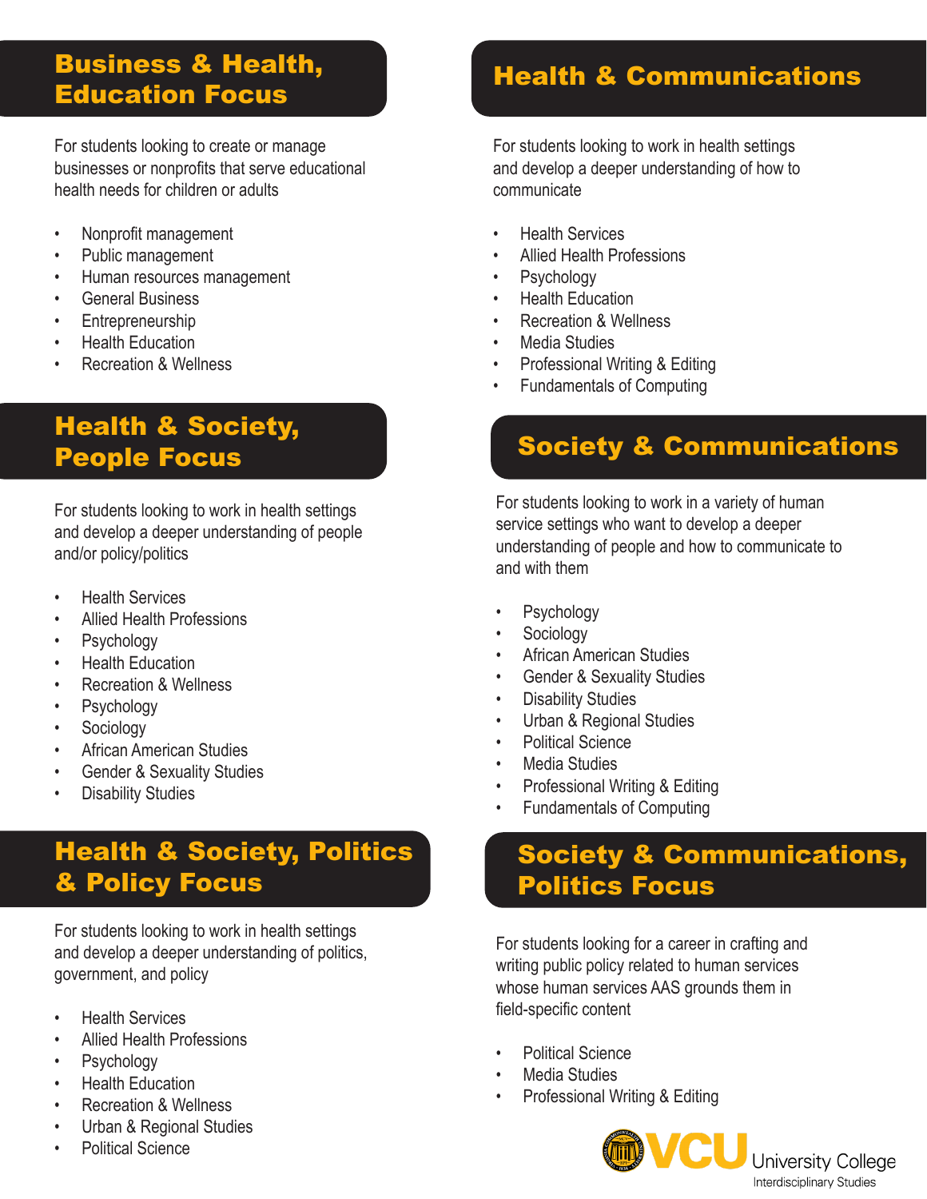## Business & Health, Education Focus

For students looking to create or manage businesses or nonprofits that serve educational health needs for children or adults

- Nonprofit management
- Public management
- Human resources management
- General Business
- Entrepreneurship
- Health Education
- Recreation & Wellness

## Health & Society, People Focus

For students looking to work in health settings and develop a deeper understanding of people and/or policy/politics

- Health Services
- Allied Health Professions
- Psychology
- Health Education
- Recreation & Wellness
- Psychology
- Sociology
- African American Studies
- Gender & Sexuality Studies
- Disability Studies

## Health & Society, Politics & Policy Focus

For students looking to work in health settings and develop a deeper understanding of politics, government, and policy

- Health Services
- Allied Health Professions
- Psychology
- Health Education
- Recreation & Wellness
- Urban & Regional Studies
- Political Science

## Health & Communications

For students looking to work in health settings and develop a deeper understanding of how to communicate

- Health Services
- Allied Health Professions
- Psychology
- Health Education
- Recreation & Wellness
- Media Studies
- Professional Writing & Editing
- Fundamentals of Computing

## Society & Communications

For students looking to work in a variety of human service settings who want to develop a deeper understanding of people and how to communicate to and with them

- Psychology
- Sociology
- African American Studies
- Gender & Sexuality Studies
- Disability Studies
- Urban & Regional Studies
- Political Science
- Media Studies
- Professional Writing & Editing
- Fundamentals of Computing

## Society & Communications, Politics Focus

For students looking for a career in crafting and writing public policy related to human services whose human services AAS grounds them in field-specific content

- Political Science
- Media Studies
- Professional Writing & Editing

VCU University College
Interdisciplinary Studies